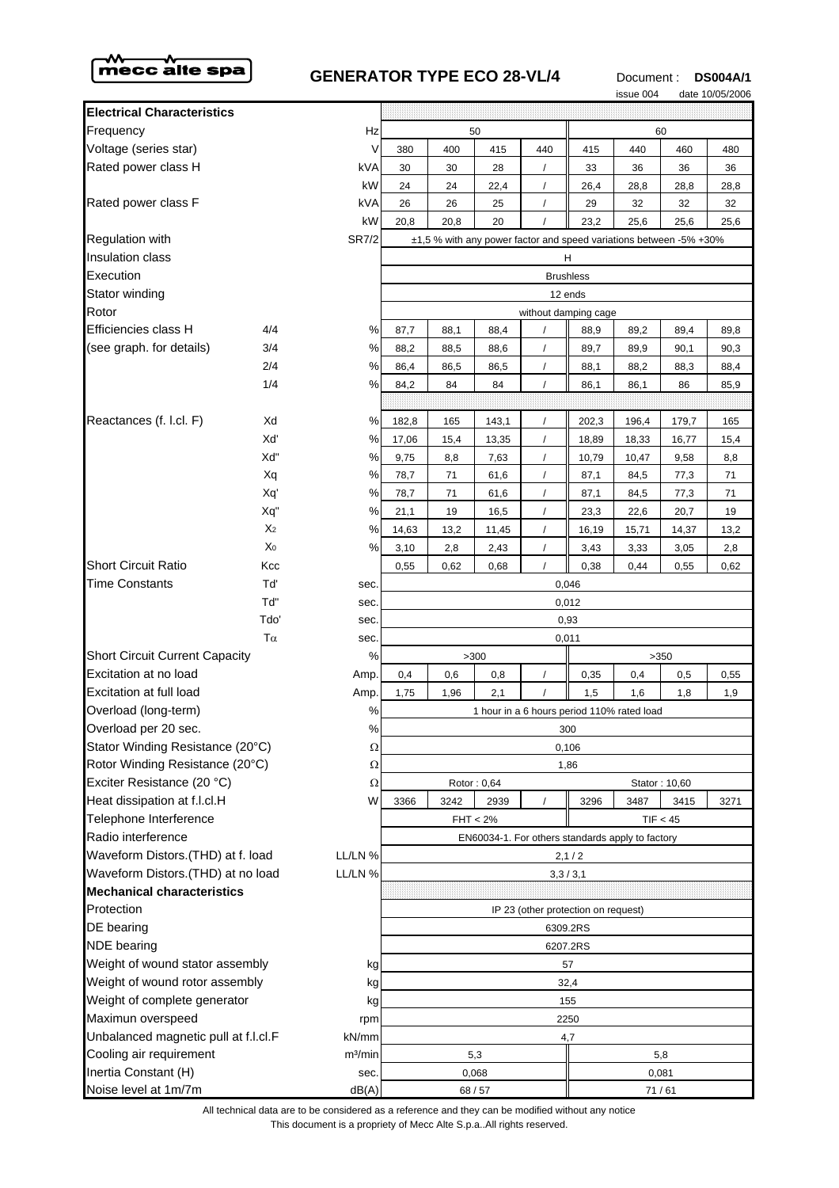mecc alte spa

# GENERATOR TYPE ECO 28-VL/4

Document : **DS004A/1**

issue 004 date 10/05/2006

| Electrical Characteristics | | | | | | | | | | |
|---|---|---|---|---|---|---|---|---|---|---|
| Frequency | | Hz | 50 | | | | 60 | | | |
| Voltage (series star) | | V | 380 | 400 | 415 | 440 | 415 | 440 | 460 | 480 |
| Rated power class H | | kVA | 30 | 30 | 28 | / | 33 | 36 | 36 | 36 |
| | | kW | 24 | 24 | 22,4 | / | 26,4 | 28,8 | 28,8 | 28,8 |
| Rated power class F | | kVA | 26 | 26 | 25 | / | 29 | 32 | 32 | 32 |
| | | kW | 20,8 | 20,8 | 20 | / | 23,2 | 25,6 | 25,6 | 25,6 |
| Regulation with | | SR7/2 | ±1,5 % with any power factor and speed variations between -5% +30% | | | | | | | |
| Insulation class | | | H | | | | | | | |
| Execution | | | Brushless | | | | | | | |
| Stator winding | | | 12 ends | | | | | | | |
| Rotor | | | without damping cage | | | | | | | |
| Efficiencies class H | 4/4 | % | 87,7 | 88,1 | 88,4 | / | 88,9 | 89,2 | 89,4 | 89,8 |
| (see graph. for details) | 3/4 | % | 88,2 | 88,5 | 88,6 | / | 89,7 | 89,9 | 90,1 | 90,3 |
| | 2/4 | % | 86,4 | 86,5 | 86,5 | / | 88,1 | 88,2 | 88,3 | 88,4 |
| | 1/4 | % | 84,2 | 84 | 84 | / | 86,1 | 86,1 | 86 | 85,9 |
| Reactances (f. l.cl. F) | Xd | % | 182,8 | 165 | 143,1 | / | 202,3 | 196,4 | 179,7 | 165 |
| | Xd' | % | 17,06 | 15,4 | 13,35 | / | 18,89 | 18,33 | 16,77 | 15,4 |
| | Xd" | % | 9,75 | 8,8 | 7,63 | / | 10,79 | 10,47 | 9,58 | 8,8 |
| | Xq | % | 78,7 | 71 | 61,6 | / | 87,1 | 84,5 | 77,3 | 71 |
| | Xq' | % | 78,7 | 71 | 61,6 | / | 87,1 | 84,5 | 77,3 | 71 |
| | Xq" | % | 21,1 | 19 | 16,5 | / | 23,3 | 22,6 | 20,7 | 19 |
| | $X_2$ | % | 14,63 | 13,2 | 11,45 | / | 16,19 | 15,71 | 14,37 | 13,2 |
| | $X_0$ | % | 3,10 | 2,8 | 2,43 | / | 3,43 | 3,33 | 3,05 | 2,8 |
| Short Circuit Ratio | Kcc | | 0,55 | 0,62 | 0,68 | / | 0,38 | 0,44 | 0,55 | 0,62 |
| Time Constants | Td' | sec. | 0,046 | | | | | | | |
| | Td" | sec. | 0,012 | | | | | | | |
| | Tdo' | sec. | 0,93 | | | | | | | |
| | $T\alpha$ | sec. | 0,011 | | | | | | | |
| Short Circuit Current Capacity | | % | >300 | | | | >350 | | | |
| Excitation at no load | | Amp. | 0,4 | 0,6 | 0,8 | / | 0,35 | 0,4 | 0,5 | 0,55 |
| Excitation at full load | | Amp. | 1,75 | 1,96 | 2,1 | / | 1,5 | 1,6 | 1,8 | 1,9 |
| Overload (long-term) | | % | 1 hour in a 6 hours period 110% rated load | | | | | | | |
| Overload per 20 sec. | | % | 300 | | | | | | | |
| Stator Winding Resistance (20°C) | | Ω | 0,106 | | | | | | | |
| Rotor Winding Resistance (20°C) | | Ω | 1,86 | | | | | | | |
| Exciter Resistance (20 °C) | | Ω | Rotor : 0,64 | | | | Stator : 10,60 | | | |
| Heat dissipation at f.l.cl.H | | W | 3366 | 3242 | 2939 | / | 3296 | 3487 | 3415 | 3271 |
| Telephone Interference | | | FHT < 2% | | | | TIF < 45 | | | |
| Radio interference | | | EN60034-1. For others standards apply to factory | | | | | | | |
| Waveform Distors.(THD) at f. load | | LL/LN % | 2,1 / 2 | | | | | | | |
| Waveform Distors.(THD) at no load | | LL/LN % | 3,3 / 3,1 | | | | | | | |
| **Mechanical characteristics** | | | | | | | | | | |
| Protection | | | IP 23 (other protection on request) | | | | | | | |
| DE bearing | | | 6309.2RS | | | | | | | |
| NDE bearing | | | 6207.2RS | | | | | | | |
| Weight of wound stator assembly | | kg | 57 | | | | | | | |
| Weight of wound rotor assembly | | kg | 32,4 | | | | | | | |
| Weight of complete generator | | kg | 155 | | | | | | | |
| Maximun overspeed | | rpm | 2250 | | | | | | | |
| Unbalanced magnetic pull at f.l.cl.F | | kN/mm | 4,7 | | | | | | | |
| Cooling air requirement | | $m^3/min$ | 5,3 | | | | 5,8 | | | |
| Inertia Constant (H) | | sec. | 0,068 | | | | 0,081 | | | |
| Noise level at 1m/7m | | dB(A) | 68 / 57 | | | | 71 / 61 | | | |

All technical data are to be considered as a reference and they can be modified without any notice

This document is a propriety of Mecc Alte S.p.a..All rights reserved.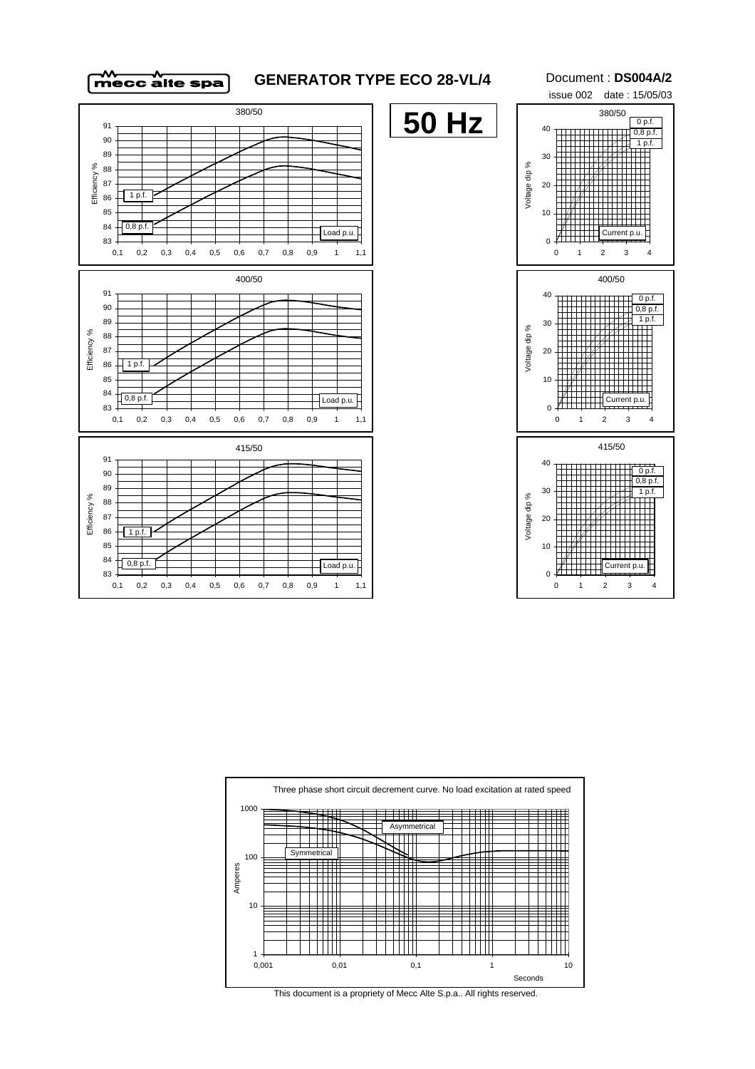# GENERATOR TYPE ECO 28-VL/4

Document : **DS004A/2**

issue 002 date : 15/05/03

**50 Hz**

380/50

Efficiency %

1 p.f.

0,8 p.f.

Load p.u.

400/50

Efficiency %

1 p.f.

0,8 p.f.

Load p.u.

415/50

Efficiency %

1 p.f.

0,8 p.f.

Load p.u.

380/50

Voltage dip %

0 p.f.

0,8 p.f.

1 p.f.

Current p.u.

400/50

Voltage dip %

0 p.f.

0,8 p.f.

1 p.f.

Current p.u.

415/50

Voltage dip %

0 p.f.

0,8 p.f.

1 p.f.

Current p.u.

Three phase short circuit decrement curve. No load excitation at rated speed

Amperes

Asymmetrical

Symmetrical

Seconds

This document is a propriety of Mecc Alte S.p.a.. All rights reserved.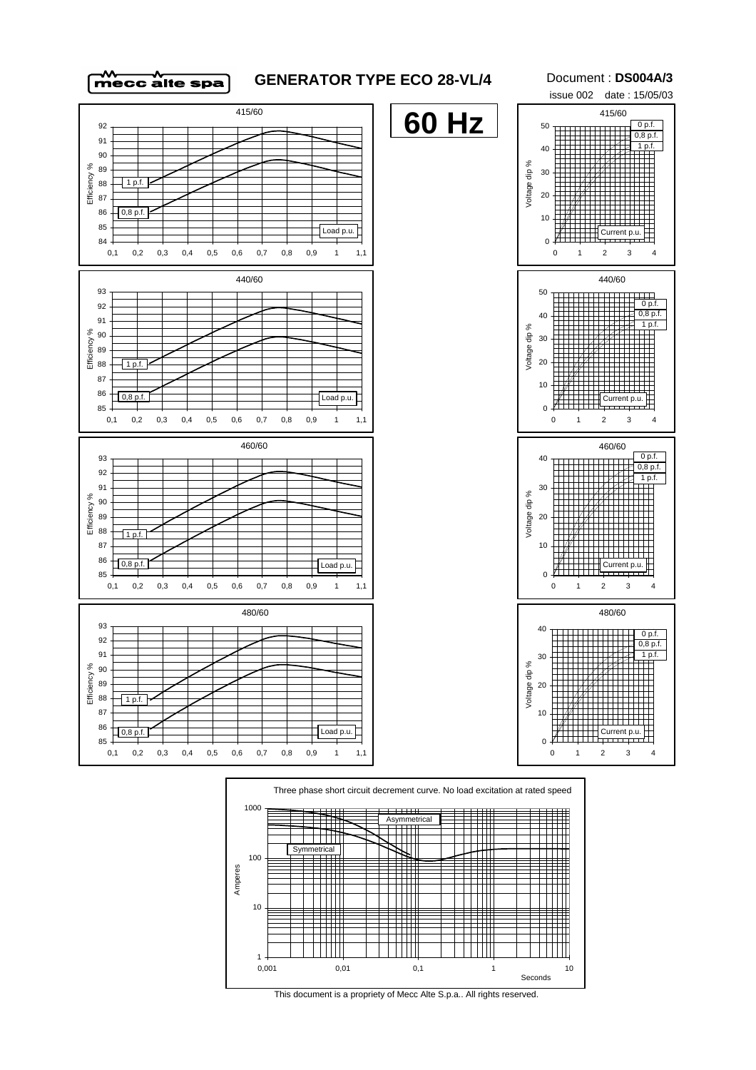# GENERATOR TYPE ECO 28-VL/4

Document : **DS004A/3**

issue 002 date : 15/05/03

## 60 Hz

### 415/60

Efficiency % vs Load p.u. (curves: 1 p.f., 0,8 p.f.)

Voltage dip % vs Current p.u. (curves: 0 p.f., 0,8 p.f., 1 p.f.)

### 440/60

Efficiency % vs Load p.u. (curves: 1 p.f., 0,8 p.f.)

Voltage dip % vs Current p.u. (curves: 0 p.f., 0,8 p.f., 1 p.f.)

### 460/60

Efficiency % vs Load p.u. (curves: 1 p.f., 0,8 p.f.)

Voltage dip % vs Current p.u. (curves: 0 p.f., 0,8 p.f., 1 p.f.)

### 480/60

Efficiency % vs Load p.u. (curves: 1 p.f., 0,8 p.f.)

Voltage dip % vs Current p.u. (curves: 0 p.f., 0,8 p.f., 1 p.f.)

### Three phase short circuit decrement curve. No load excitation at rated speed

Amperes vs Seconds (curves: Asymmetrical, Symmetrical)

This document is a propriety of Mecc Alte S.p.a.. All rights reserved.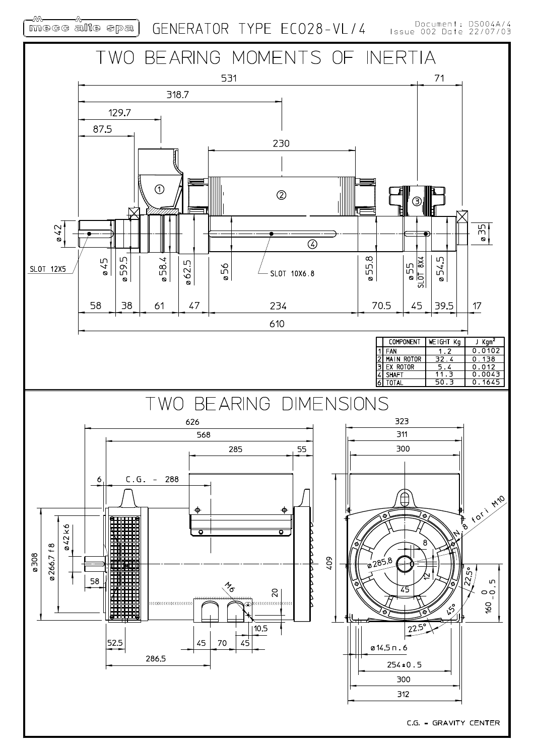# TWO BEARING MOMENTS OF INERTIA

|   | COMPONENT | WEIGHT Kg | J Kgm² |
|---|---|---|---|
| 1 | FAN | 1.2 | 0.0102 |
| 2 | MAIN ROTOR | 32.4 | 0.138 |
| 3 | EX ROTOR | 5.4 | 0.012 |
| 4 | SHAFT | 11.3 | 0.0043 |
| 6 | TOTAL | 50.3 | 0.1645 |

# TWO BEARING DIMENSIONS

C.G. = GRAVITY CENTER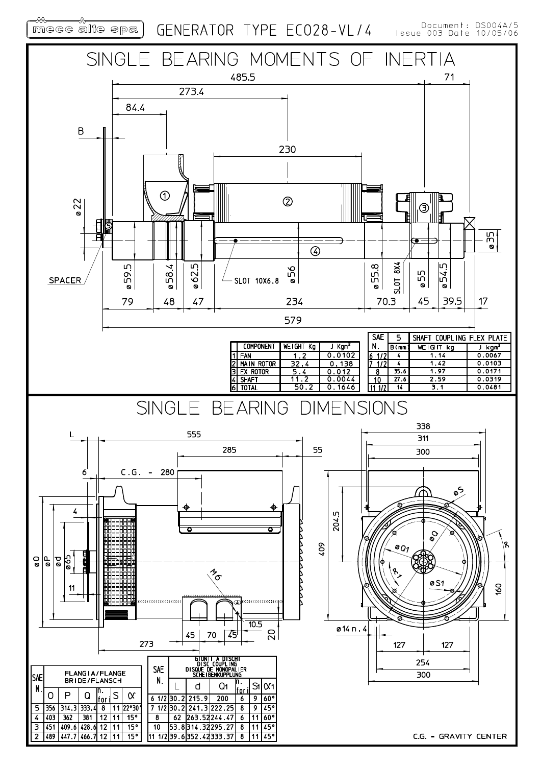# GENERATOR TYPE ECO28-VL/4

Document: DS004A/5
Issue 003 Date 10/05/06

## SINGLE BEARING MOMENTS OF INERTIA

485.5
71
273.4
84.4
B
230
ø22
ø35
SPACER
ø59.5
ø58.4
ø62.5
SLOT 10X6.8
ø56
ø55.8
SLOT 8X4
ø55
ø54.5
79
48
47
234
70.3
45
39.5
17
579

| | COMPONENT | WEIGHT Kg | J Kgm² |
|---|---|---|---|
| 1 | FAN | 1.2 | 0.0102 |
| 2 | MAIN ROTOR | 32.4 | 0.138 |
| 3 | EX ROTOR | 5.4 | 0.012 |
| 4 | SHAFT | 11.2 | 0.0044 |
| 6 | TOTAL | 50.2 | 0.1646 |

| SAE N. | 5 B(mm) | SHAFT COUPLING FLEX PLATE WEIGHT kg | J kgm² |
|---|---|---|---|
| 6 1/2 | 4 | 1.14 | 0.0067 |
| 7 1/2 | 4 | 1.42 | 0.0103 |
| 8 | 35.6 | 1.97 | 0.0171 |
| 10 | 27.6 | 2.59 | 0.0319 |
| 11 1/2 | 14 | 3.1 | 0.0481 |

## SINGLE BEARING DIMENSIONS

L
555
285
55
6
C.G. - 280
4
øO
øP
ød
ø65
11
M6
10.5
45
70
45
20
273
338
311
300
204.5
409
øS
øQ1
øQ
α1
øS1
α
160
ø14 n.4
127
127
254
300

| SAE N. | FLANGIA/FLANGE BRIDE/FLANSCH O | P | Q | n. fori | S | α |
|---|---|---|---|---|---|---|
| 5 | 356 | 314.3 | 333.4 | 8 | 11 | 22°30' |
| 4 | 403 | 362 | 381 | 12 | 11 | 15° |
| 3 | 451 | 409.6 | 428.6 | 12 | 11 | 15° |
| 2 | 489 | 447.7 | 466.7 | 12 | 11 | 15° |

| SAE N. | GIUNTI A DISCHI DISC COUPLING DISQUE DE MONOPALIER SCHEIBENKUPPLUNG L | d | Q1 | n. fori | S1 | α1 |
|---|---|---|---|---|---|---|
| 6 1/2 | 30.2 | 215.9 | 200 | 6 | 9 | 60° |
| 7 1/2 | 30.2 | 241.3 | 222.25 | 8 | 9 | 45° |
| 8 | 62 | 263.52 | 244.47 | 6 | 11 | 60° |
| 10 | 53.8 | 314.32 | 295.27 | 8 | 11 | 45° |
| 11 1/2 | 39.6 | 352.42 | 333.37 | 8 | 11 | 45° |

C.G. = GRAVITY CENTER